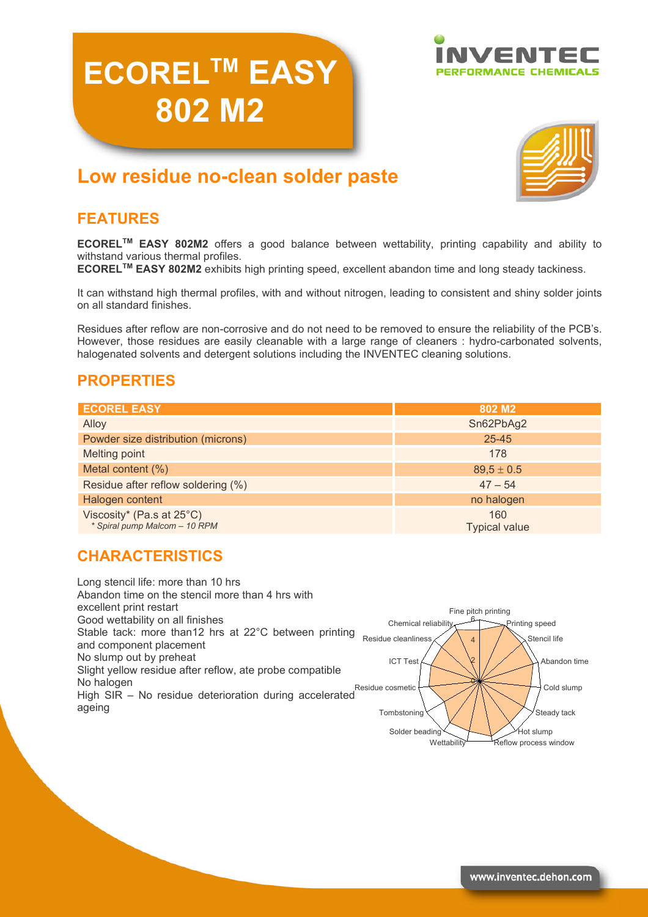# ECOREL™ EASY 802 M2

## Low residue no-clean solder paste

## FEATURES

**ECOREL™ EASY 802M2** offers a good balance between wettability, printing capability and ability to withstand various thermal profiles.
**ECOREL™ EASY 802M2** exhibits high printing speed, excellent abandon time and long steady tackiness.

It can withstand high thermal profiles, with and without nitrogen, leading to consistent and shiny solder joints on all standard finishes.

Residues after reflow are non-corrosive and do not need to be removed to ensure the reliability of the PCB's. However, those residues are easily cleanable with a large range of cleaners : hydro-carbonated solvents, halogenated solvents and detergent solutions including the INVENTEC cleaning solutions.

## PROPERTIES

| ECOREL EASY | 802 M2 |
|---|---|
| Alloy | Sn62PbAg2 |
| Powder size distribution (microns) | 25-45 |
| Melting point | 178 |
| Metal content (%) | 89,5 ± 0.5 |
| Residue after reflow soldering (%) | 47 – 54 |
| Halogen content | no halogen |
| Viscosity* (Pa.s at 25°C)<br>*\* Spiral pump Malcom – 10 RPM* | 160<br>Typical value |

## CHARACTERISTICS

Long stencil life: more than 10 hrs
Abandon time on the stencil more than 4 hrs with excellent print restart
Good wettability on all finishes
Stable tack: more than12 hrs at 22°C between printing and component placement
No slump out by preheat
Slight yellow residue after reflow, ate probe compatible
No halogen
High SIR – No residue deterioration during accelerated ageing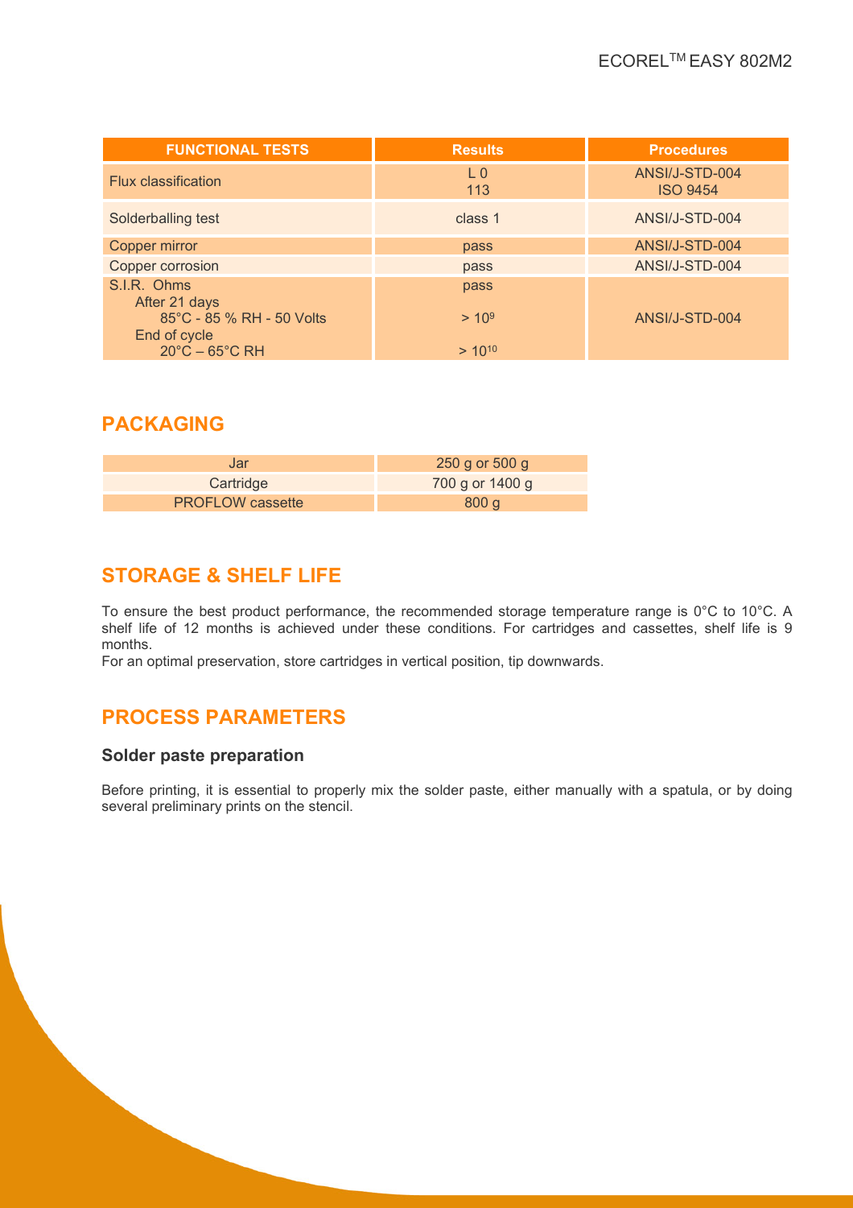| FUNCTIONAL TESTS | Results | Procedures |
|---|---|---|
| Flux classification | L 0<br>113 | ANSI/J-STD-004<br>ISO 9454 |
| Solderballing test | class 1 | ANSI/J-STD-004 |
| Copper mirror | pass | ANSI/J-STD-004 |
| Copper corrosion | pass | ANSI/J-STD-004 |
| S.I.R. Ohms<br>After 21 days<br>85°C - 85 % RH - 50 Volts<br>End of cycle<br>20°C – 65°C RH | pass<br><br>$> 10^9$<br><br>$> 10^{10}$ | ANSI/J-STD-004 |

## PACKAGING

| | |
|---|---|
| Jar | 250 g or 500 g |
| Cartridge | 700 g or 1400 g |
| PROFLOW cassette | 800 g |

## STORAGE & SHELF LIFE

To ensure the best product performance, the recommended storage temperature range is 0°C to 10°C. A shelf life of 12 months is achieved under these conditions. For cartridges and cassettes, shelf life is 9 months.
For an optimal preservation, store cartridges in vertical position, tip downwards.

## PROCESS PARAMETERS

### Solder paste preparation

Before printing, it is essential to properly mix the solder paste, either manually with a spatula, or by doing several preliminary prints on the stencil.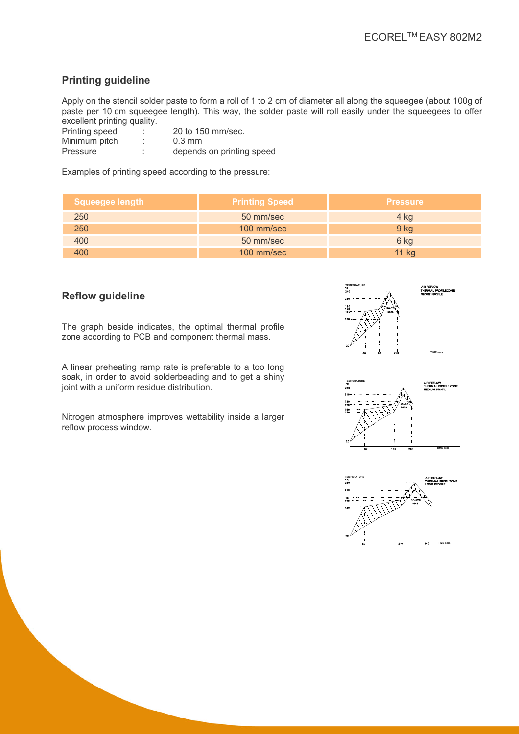## Printing guideline

Apply on the stencil solder paste to form a roll of 1 to 2 cm of diameter all along the squeegee (about 100g of paste per 10 cm squeegee length). This way, the solder paste will roll easily under the squeegees to offer excellent printing quality.

Printing speed : 20 to 150 mm/sec.
Minimum pitch : 0.3 mm
Pressure : depends on printing speed

Examples of printing speed according to the pressure:

| Squeegee length | Printing Speed | Pressure |
| --- | --- | --- |
| 250 | 50 mm/sec | 4 kg |
| 250 | 100 mm/sec | 9 kg |
| 400 | 50 mm/sec | 6 kg |
| 400 | 100 mm/sec | 11 kg |

## Reflow guideline

The graph beside indicates, the optimal thermal profile zone according to PCB and component thermal mass.

A linear preheating ramp rate is preferable to a too long soak, in order to avoid solderbeading and to get a shiny joint with a uniform residue distribution.

Nitrogen atmosphere improves wettability inside a larger reflow process window.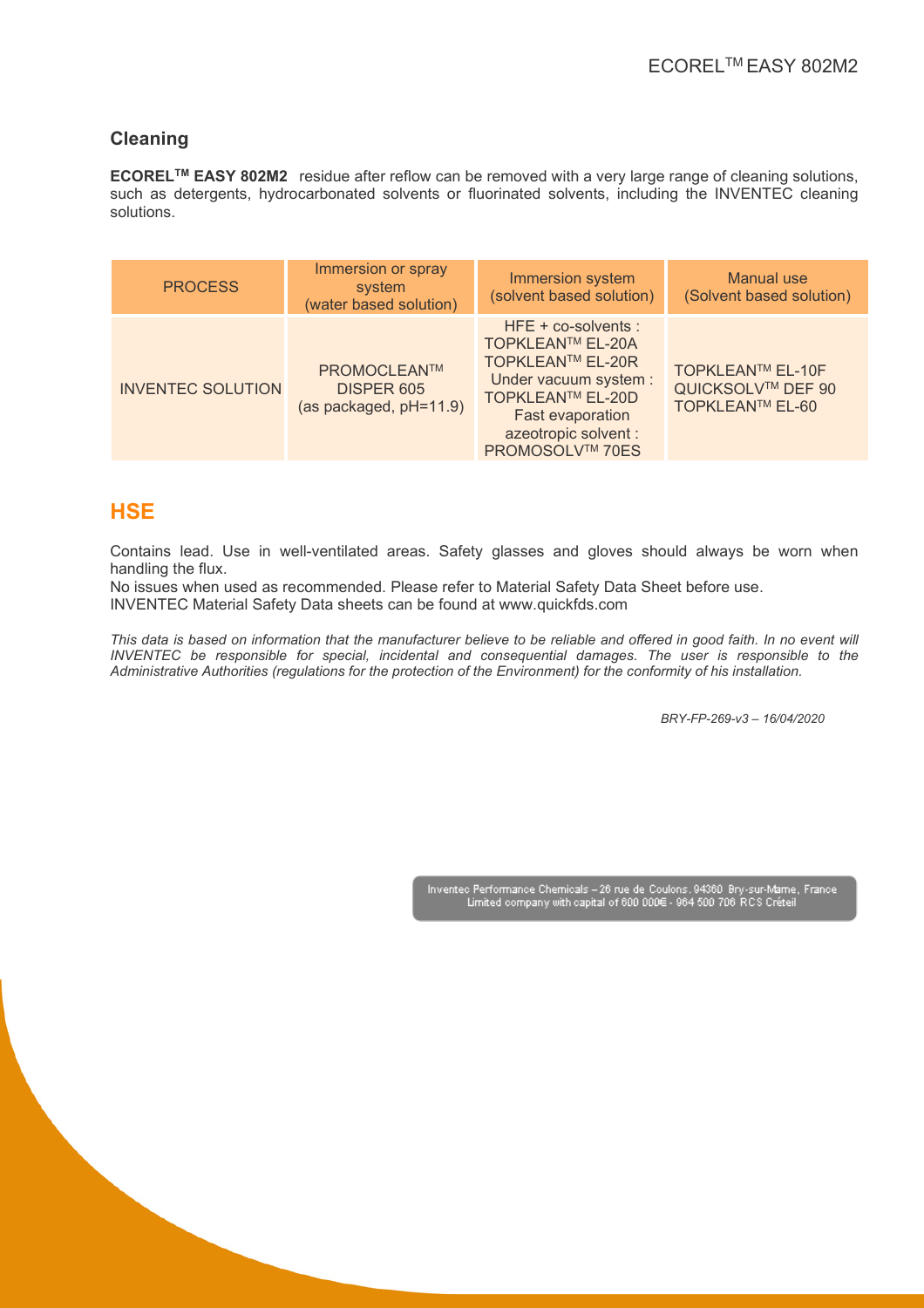## Cleaning

**ECOREL™ EASY 802M2** residue after reflow can be removed with a very large range of cleaning solutions, such as detergents, hydrocarbonated solvents or fluorinated solvents, including the INVENTEC cleaning solutions.

| PROCESS | Immersion or spray system (water based solution) | Immersion system (solvent based solution) | Manual use (Solvent based solution) |
|---|---|---|---|
| INVENTEC SOLUTION | PROMOCLEAN™ DISPER 605 (as packaged, pH=11.9) | HFE + co-solvents : TOPKLEAN™ EL-20A TOPKLEAN™ EL-20R Under vacuum system : TOPKLEAN™ EL-20D Fast evaporation azeotropic solvent : PROMOSOLV™ 70ES | TOPKLEAN™ EL-10F QUICKSOLV™ DEF 90 TOPKLEAN™ EL-60 |

## HSE

Contains lead. Use in well-ventilated areas. Safety glasses and gloves should always be worn when handling the flux.
No issues when used as recommended. Please refer to Material Safety Data Sheet before use.
INVENTEC Material Safety Data sheets can be found at www.quickfds.com

*This data is based on information that the manufacturer believe to be reliable and offered in good faith. In no event will INVENTEC be responsible for special, incidental and consequential damages. The user is responsible to the Administrative Authorities (regulations for the protection of the Environment) for the conformity of his installation.*

*BRY-FP-269-v3 – 16/04/2020*

Inventec Performance Chemicals – 26 rue de Coulons, 94360 Bry-sur-Marne, France
Limited company with capital of 600 000€ - 964 500 706 RCS Créteil